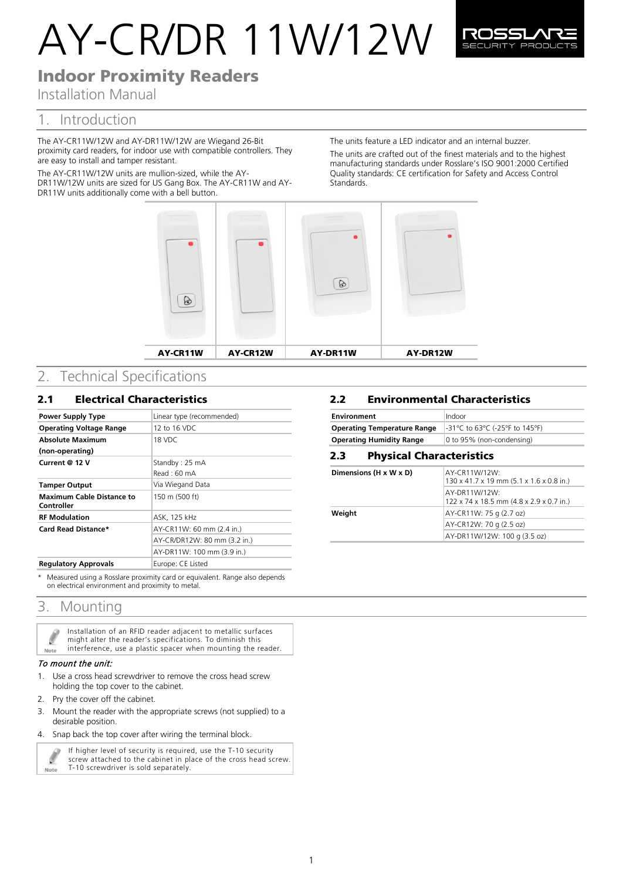# AY-CR/DR 11W/12W

## Indoor Proximity Readers

Installation Manual

## 1. Introduction

The AY-CR11W/12W and AY-DR11W/12W are Wiegand 26-Bit proximity card readers, for indoor use with compatible controllers. They are easy to install and tamper resistant.

The AY-CR11W/12W units are mullion-sized, while the AY-DR11W/12W units are sized for US Gang Box. The AY-CR11W and AY-DR11W units additionally come with a bell button.

The units feature a LED indicator and an internal buzzer.

The units are crafted out of the finest materials and to the highest manufacturing standards under Rosslare's ISO 9001:2000 Certified Quality standards: CE certification for Safety and Access Control Standards.

| AY-CR11W | AY-CR12W | AY-DR11W | AY-DR12W |
|---|---|---|---|

## 2. Technical Specifications

### 2.1 Electrical Characteristics

| | |
|---|---|
| **Power Supply Type** | Linear type (recommended) |
| **Operating Voltage Range** | 12 to 16 VDC |
| **Absolute Maximum (non-operating)** | 18 VDC |
| **Current @ 12 V** | Standby : 25 mA<br>Read : 60 mA |
| **Tamper Output** | Via Wiegand Data |
| **Maximum Cable Distance to Controller** | 150 m (500 ft) |
| **RF Modulation** | ASK, 125 kHz |
| **Card Read Distance*** | AY-CR11W: 60 mm (2.4 in.) |
| | AY-CR/DR12W: 80 mm (3.2 in.) |
| | AY-DR11W: 100 mm (3.9 in.) |
| **Regulatory Approvals** | Europe: CE Listed |

\* Measured using a Rosslare proximity card or equivalent. Range also depends on electrical environment and proximity to metal.

### 2.2 Environmental Characteristics

| | |
|---|---|
| **Environment** | Indoor |
| **Operating Temperature Range** | -31°C to 63°C (-25°F to 145°F) |
| **Operating Humidity Range** | 0 to 95% (non-condensing) |

### 2.3 Physical Characteristics

| | |
|---|---|
| **Dimensions (H x W x D)** | AY-CR11W/12W:<br>130 x 41.7 x 19 mm (5.1 x 1.6 x 0.8 in.) |
| | AY-DR11W/12W:<br>122 x 74 x 18.5 mm (4.8 x 2.9 x 0.7 in.) |
| **Weight** | AY-CR11W: 75 g (2.7 oz) |
| | AY-CR12W: 70 g (2.5 oz) |
| | AY-DR11W/12W: 100 g (3.5 oz) |

## 3. Mounting

> **Note:** Installation of an RFID reader adjacent to metallic surfaces might alter the reader's specifications. To diminish this interference, use a plastic spacer when mounting the reader.

*To mount the unit:*

1. Use a cross head screwdriver to remove the cross head screw holding the top cover to the cabinet.
2. Pry the cover off the cabinet.
3. Mount the reader with the appropriate screws (not supplied) to a desirable position.
4. Snap back the top cover after wiring the terminal block.

> **Note:** If higher level of security is required, use the T-10 security screw attached to the cabinet in place of the cross head screw. T-10 screwdriver is sold separately.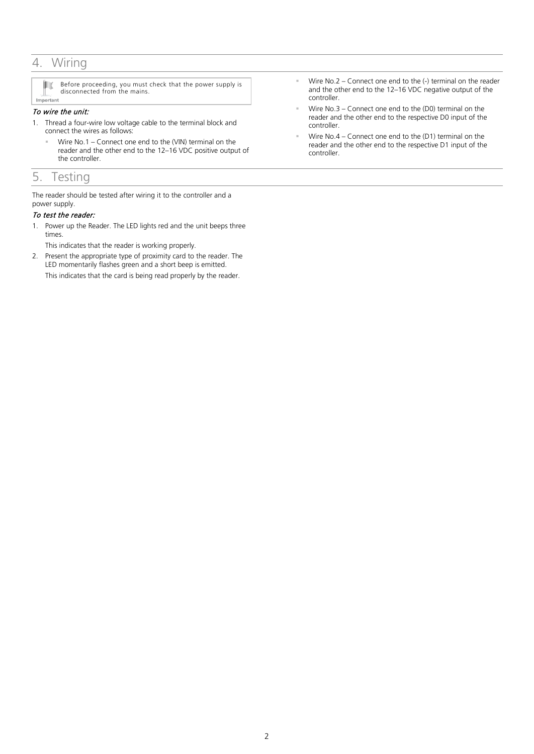## 4. Wiring

> **Important:** Before proceeding, you must check that the power supply is disconnected from the mains.

*To wire the unit:*

1. Thread a four-wire low voltage cable to the terminal block and connect the wires as follows:
   - Wire No.1 – Connect one end to the (VIN) terminal on the reader and the other end to the 12–16 VDC positive output of the controller.
   - Wire No.2 – Connect one end to the (-) terminal on the reader and the other end to the 12–16 VDC negative output of the controller.
   - Wire No.3 – Connect one end to the (D0) terminal on the reader and the other end to the respective D0 input of the controller.
   - Wire No.4 – Connect one end to the (D1) terminal on the reader and the other end to the respective D1 input of the controller.

## 5. Testing

The reader should be tested after wiring it to the controller and a power supply.

*To test the reader:*

1. Power up the Reader. The LED lights red and the unit beeps three times.

   This indicates that the reader is working properly.

2. Present the appropriate type of proximity card to the reader. The LED momentarily flashes green and a short beep is emitted.

   This indicates that the card is being read properly by the reader.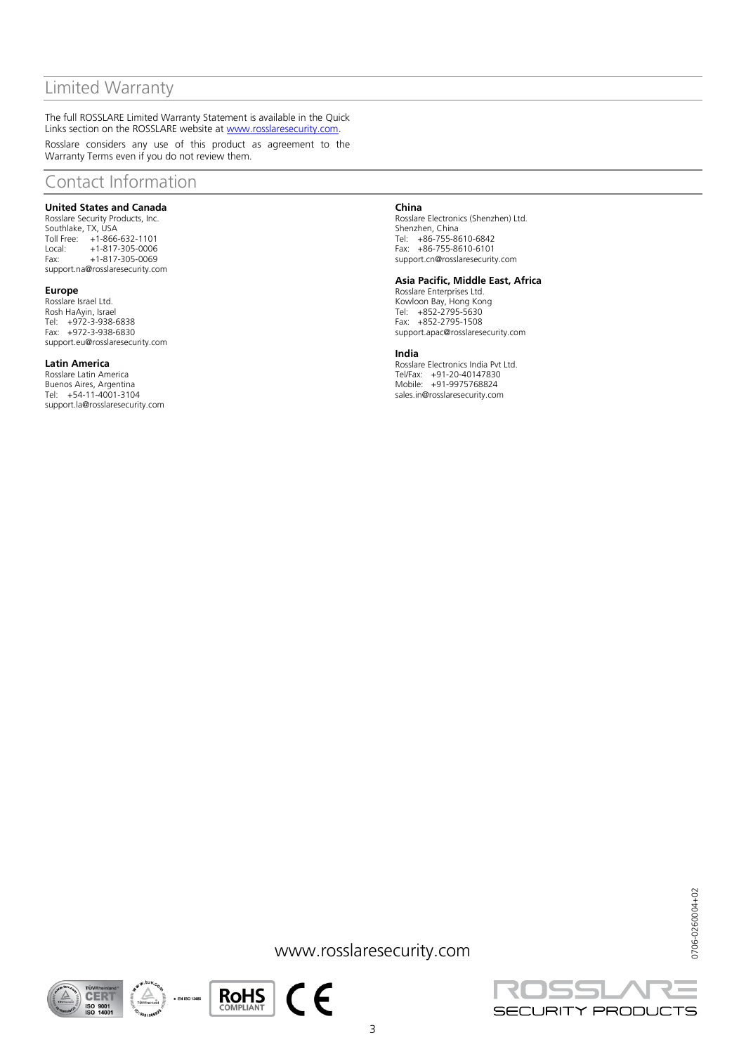## Limited Warranty

The full ROSSLARE Limited Warranty Statement is available in the Quick Links section on the ROSSLARE website at www.rosslaresecurity.com.

Rosslare considers any use of this product as agreement to the Warranty Terms even if you do not review them.

## Contact Information

**United States and Canada**
Rosslare Security Products, Inc.
Southlake, TX, USA
Toll Free: +1-866-632-1101
Local: +1-817-305-0006
Fax: +1-817-305-0069
support.na@rosslaresecurity.com

**Europe**
Rosslare Israel Ltd.
Rosh HaAyin, Israel
Tel: +972-3-938-6838
Fax: +972-3-938-6830
support.eu@rosslaresecurity.com

**Latin America**
Rosslare Latin America
Buenos Aires, Argentina
Tel: +54-11-4001-3104
support.la@rosslaresecurity.com

**China**
Rosslare Electronics (Shenzhen) Ltd.
Shenzhen, China
Tel: +86-755-8610-6842
Fax: +86-755-8610-6101
support.cn@rosslaresecurity.com

**Asia Pacific, Middle East, Africa**
Rosslare Enterprises Ltd.
Kowloon Bay, Hong Kong
Tel: +852-2795-5630
Fax: +852-2795-1508
support.apac@rosslaresecurity.com

**India**
Rosslare Electronics India Pvt Ltd.
Tel/Fax: +91-20-40147830
Mobile: +91-9975768824
sales.in@rosslaresecurity.com

www.rosslaresecurity.com

0706-0260004+02

ROSSLARE SECURITY PRODUCTS